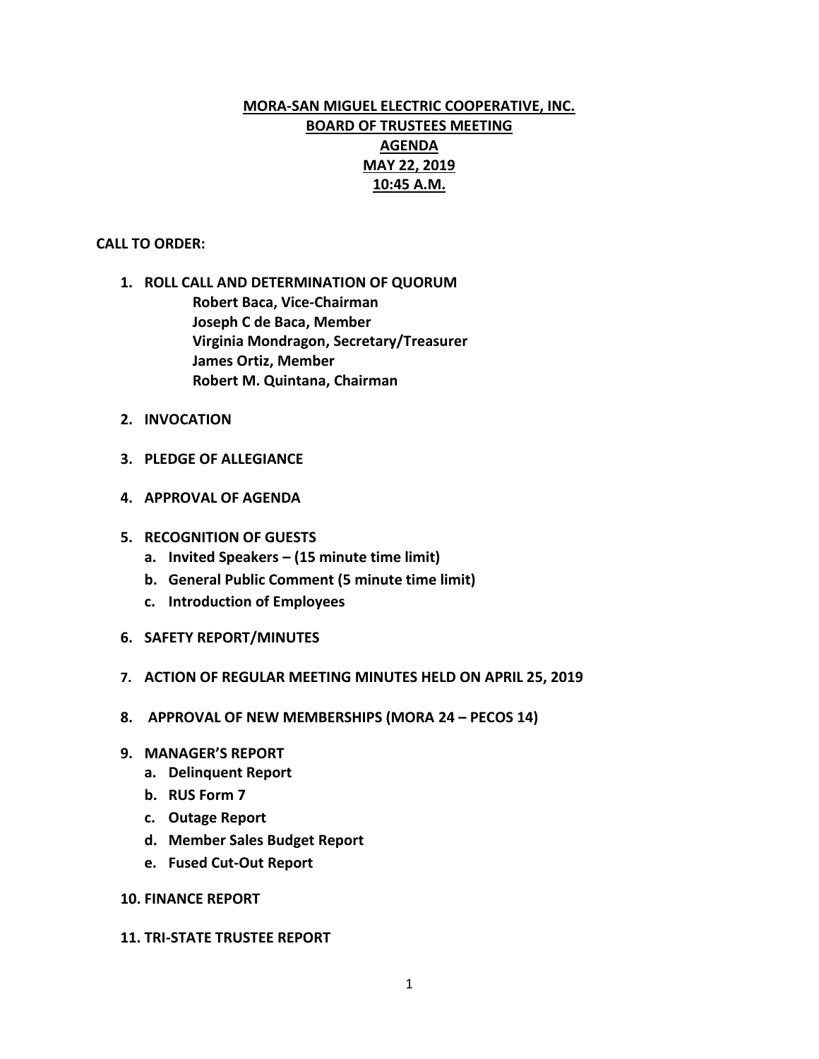# MORA-SAN MIGUEL ELECTRIC COOPERATIVE, INC.
## BOARD OF TRUSTEES MEETING
## AGENDA
## MAY 22, 2019
## 10:45 A.M.

**CALL TO ORDER:**

1. **ROLL CALL AND DETERMINATION OF QUORUM**
   **Robert Baca, Vice-Chairman**
   **Joseph C de Baca, Member**
   **Virginia Mondragon, Secretary/Treasurer**
   **James Ortiz, Member**
   **Robert M. Quintana, Chairman**

2. **INVOCATION**

3. **PLEDGE OF ALLEGIANCE**

4. **APPROVAL OF AGENDA**

5. **RECOGNITION OF GUESTS**
   a. **Invited Speakers – (15 minute time limit)**
   b. **General Public Comment (5 minute time limit)**
   c. **Introduction of Employees**

6. **SAFETY REPORT/MINUTES**

7. **ACTION OF REGULAR MEETING MINUTES HELD ON APRIL 25, 2019**

8. **APPROVAL OF NEW MEMBERSHIPS (MORA 24 – PECOS 14)**

9. **MANAGER'S REPORT**
   a. **Delinquent Report**
   b. **RUS Form 7**
   c. **Outage Report**
   d. **Member Sales Budget Report**
   e. **Fused Cut-Out Report**

10. **FINANCE REPORT**

11. **TRI-STATE TRUSTEE REPORT**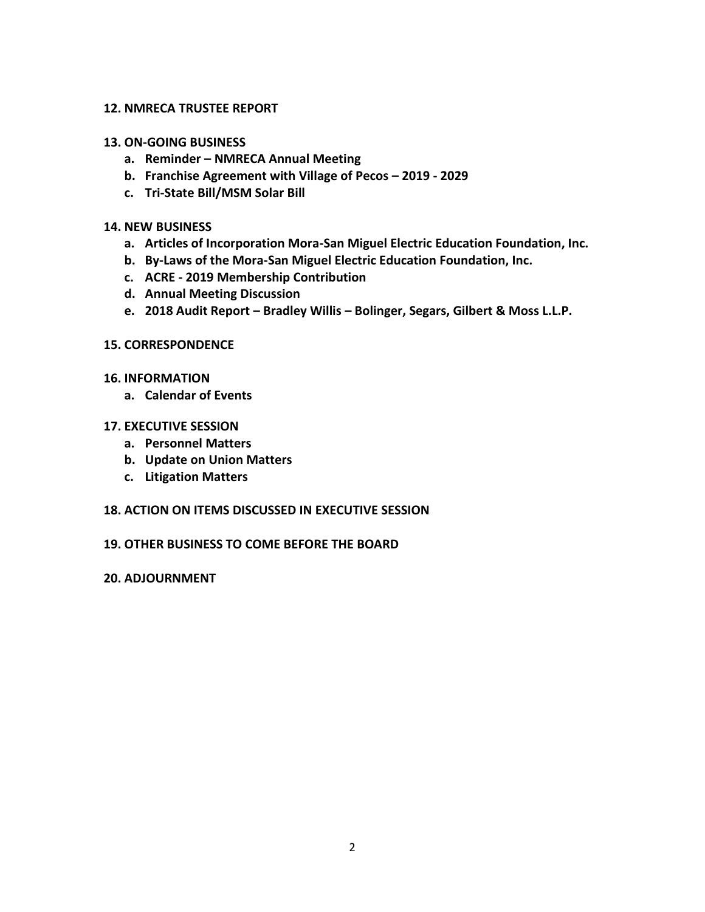**12. NMRECA TRUSTEE REPORT**

**13. ON-GOING BUSINESS**

- **a. Reminder – NMRECA Annual Meeting**
- **b. Franchise Agreement with Village of Pecos – 2019 - 2029**
- **c. Tri-State Bill/MSM Solar Bill**

**14. NEW BUSINESS**

- **a. Articles of Incorporation Mora-San Miguel Electric Education Foundation, Inc.**
- **b. By-Laws of the Mora-San Miguel Electric Education Foundation, Inc.**
- **c. ACRE - 2019 Membership Contribution**
- **d. Annual Meeting Discussion**
- **e. 2018 Audit Report – Bradley Willis – Bolinger, Segars, Gilbert & Moss L.L.P.**

**15. CORRESPONDENCE**

**16. INFORMATION**

- **a. Calendar of Events**

**17. EXECUTIVE SESSION**

- **a. Personnel Matters**
- **b. Update on Union Matters**
- **c. Litigation Matters**

**18. ACTION ON ITEMS DISCUSSED IN EXECUTIVE SESSION**

**19. OTHER BUSINESS TO COME BEFORE THE BOARD**

**20. ADJOURNMENT**